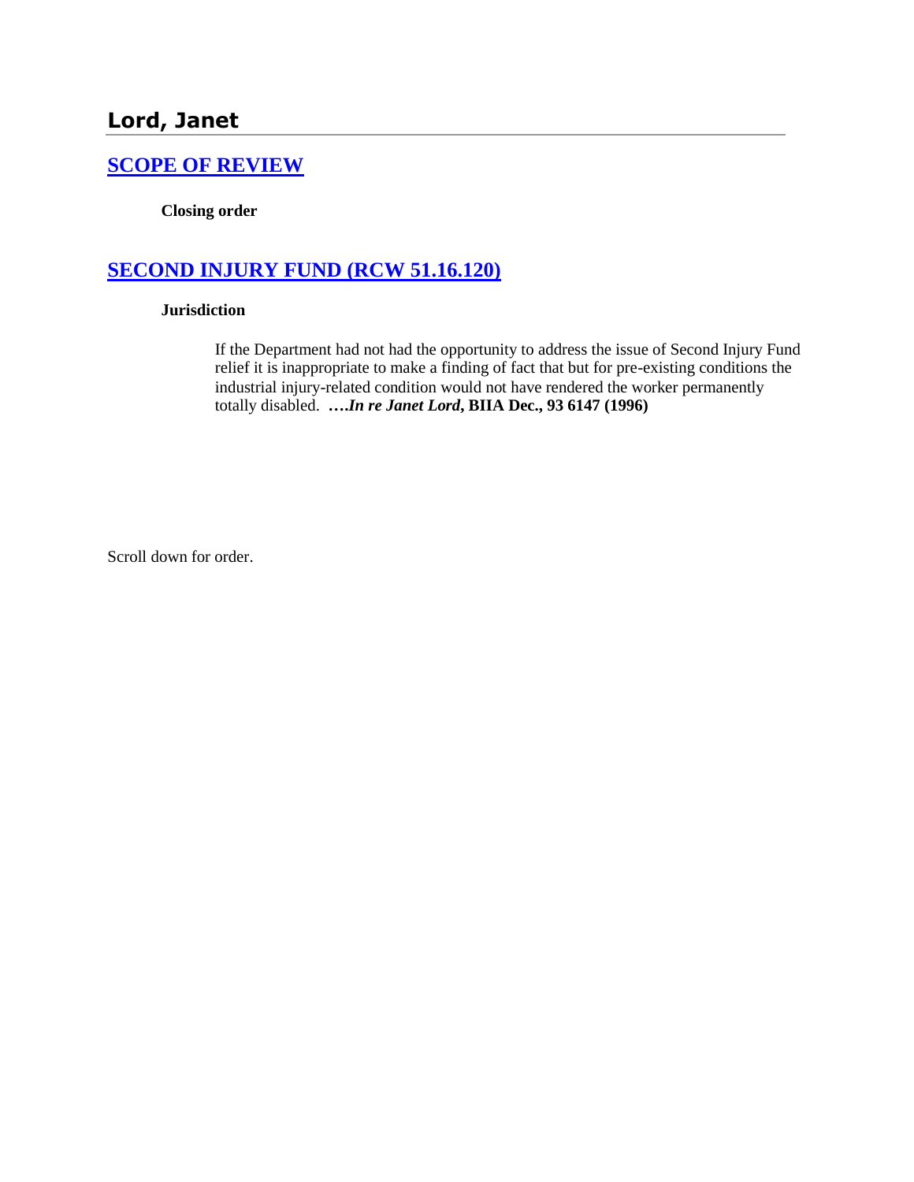## Lord, Janet

### [SCOPE OF REVIEW]

**Closing order**

### [SECOND INJURY FUND (RCW 51.16.120)]

**Jurisdiction**

If the Department had not had the opportunity to address the issue of Second Injury Fund relief it is inappropriate to make a finding of fact that but for pre-existing conditions the industrial injury-related condition would not have rendered the worker permanently totally disabled. ***….In re Janet Lord*, BIIA Dec., 93 6147 (1996)**

Scroll down for order.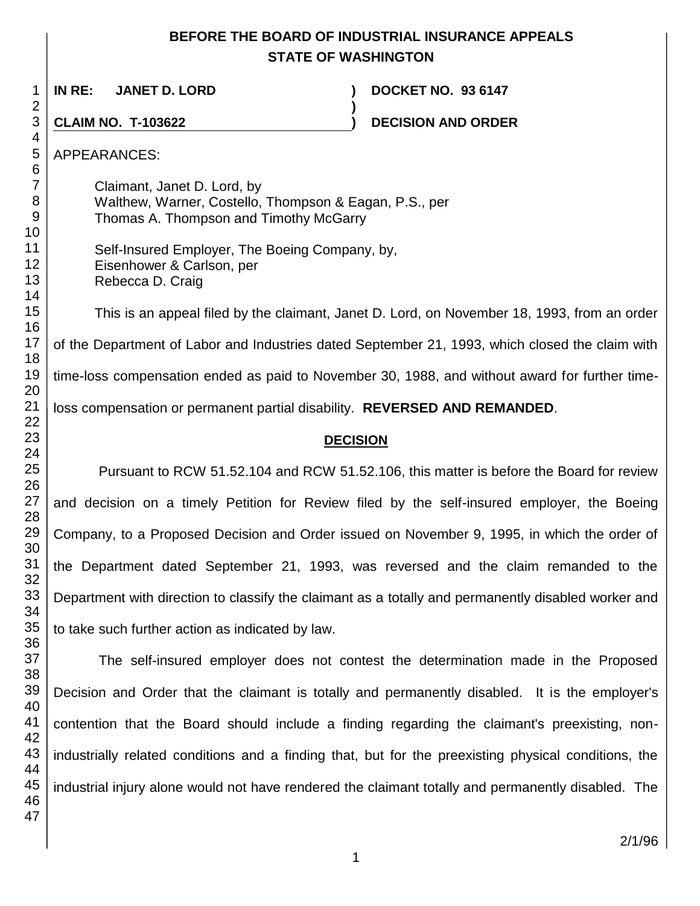**BEFORE THE BOARD OF INDUSTRIAL INSURANCE APPEALS**
**STATE OF WASHINGTON**

| | | |
|---|---|---|
| **IN RE: JANET D. LORD** | **)** | **DOCKET NO. 93 6147** |
| | **)** | |
| **CLAIM NO. T-103622** | **)** | **DECISION AND ORDER** |

APPEARANCES:

Claimant, Janet D. Lord, by
Walthew, Warner, Costello, Thompson & Eagan, P.S., per
Thomas A. Thompson and Timothy McGarry

Self-Insured Employer, The Boeing Company, by,
Eisenhower & Carlson, per
Rebecca D. Craig

This is an appeal filed by the claimant, Janet D. Lord, on November 18, 1993, from an order of the Department of Labor and Industries dated September 21, 1993, which closed the claim with time-loss compensation ended as paid to November 30, 1988, and without award for further time-loss compensation or permanent partial disability. **REVERSED AND REMANDED**.

## DECISION

Pursuant to RCW 51.52.104 and RCW 51.52.106, this matter is before the Board for review and decision on a timely Petition for Review filed by the self-insured employer, the Boeing Company, to a Proposed Decision and Order issued on November 9, 1995, in which the order of the Department dated September 21, 1993, was reversed and the claim remanded to the Department with direction to classify the claimant as a totally and permanently disabled worker and to take such further action as indicated by law.

The self-insured employer does not contest the determination made in the Proposed Decision and Order that the claimant is totally and permanently disabled. It is the employer's contention that the Board should include a finding regarding the claimant's preexisting, non-industrially related conditions and a finding that, but for the preexisting physical conditions, the industrial injury alone would not have rendered the claimant totally and permanently disabled. The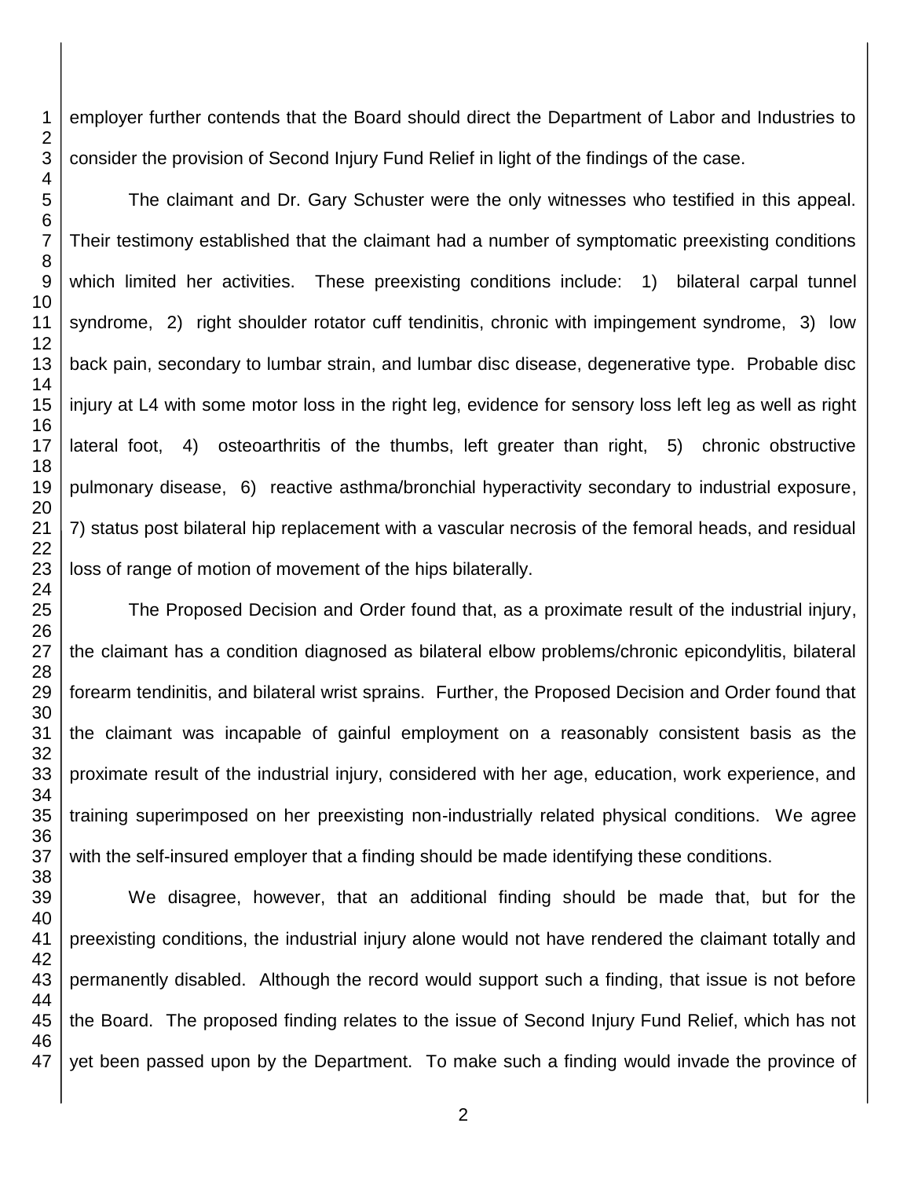employer further contends that the Board should direct the Department of Labor and Industries to consider the provision of Second Injury Fund Relief in light of the findings of the case.

The claimant and Dr. Gary Schuster were the only witnesses who testified in this appeal. Their testimony established that the claimant had a number of symptomatic preexisting conditions which limited her activities. These preexisting conditions include: 1) bilateral carpal tunnel syndrome, 2) right shoulder rotator cuff tendinitis, chronic with impingement syndrome, 3) low back pain, secondary to lumbar strain, and lumbar disc disease, degenerative type. Probable disc injury at L4 with some motor loss in the right leg, evidence for sensory loss left leg as well as right lateral foot, 4) osteoarthritis of the thumbs, left greater than right, 5) chronic obstructive pulmonary disease, 6) reactive asthma/bronchial hyperactivity secondary to industrial exposure, 7) status post bilateral hip replacement with a vascular necrosis of the femoral heads, and residual loss of range of motion of movement of the hips bilaterally.

The Proposed Decision and Order found that, as a proximate result of the industrial injury, the claimant has a condition diagnosed as bilateral elbow problems/chronic epicondylitis, bilateral forearm tendinitis, and bilateral wrist sprains. Further, the Proposed Decision and Order found that the claimant was incapable of gainful employment on a reasonably consistent basis as the proximate result of the industrial injury, considered with her age, education, work experience, and training superimposed on her preexisting non-industrially related physical conditions. We agree with the self-insured employer that a finding should be made identifying these conditions.

We disagree, however, that an additional finding should be made that, but for the preexisting conditions, the industrial injury alone would not have rendered the claimant totally and permanently disabled. Although the record would support such a finding, that issue is not before the Board. The proposed finding relates to the issue of Second Injury Fund Relief, which has not yet been passed upon by the Department. To make such a finding would invade the province of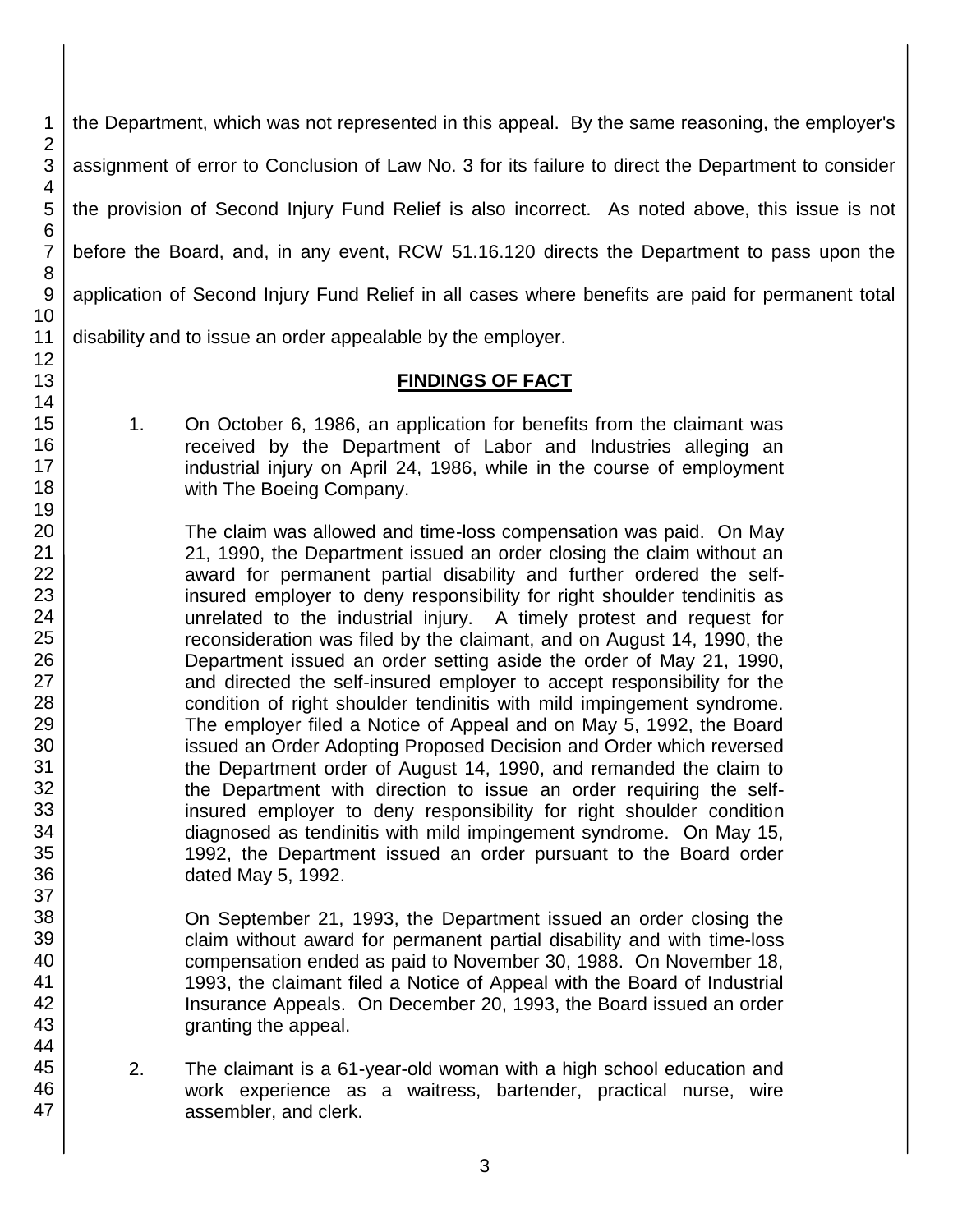the Department, which was not represented in this appeal. By the same reasoning, the employer's assignment of error to Conclusion of Law No. 3 for its failure to direct the Department to consider the provision of Second Injury Fund Relief is also incorrect. As noted above, this issue is not before the Board, and, in any event, RCW 51.16.120 directs the Department to pass upon the application of Second Injury Fund Relief in all cases where benefits are paid for permanent total disability and to issue an order appealable by the employer.

## FINDINGS OF FACT

1. On October 6, 1986, an application for benefits from the claimant was received by the Department of Labor and Industries alleging an industrial injury on April 24, 1986, while in the course of employment with The Boeing Company.

   The claim was allowed and time-loss compensation was paid. On May 21, 1990, the Department issued an order closing the claim without an award for permanent partial disability and further ordered the self-insured employer to deny responsibility for right shoulder tendinitis as unrelated to the industrial injury. A timely protest and request for reconsideration was filed by the claimant, and on August 14, 1990, the Department issued an order setting aside the order of May 21, 1990, and directed the self-insured employer to accept responsibility for the condition of right shoulder tendinitis with mild impingement syndrome. The employer filed a Notice of Appeal and on May 5, 1992, the Board issued an Order Adopting Proposed Decision and Order which reversed the Department order of August 14, 1990, and remanded the claim to the Department with direction to issue an order requiring the self-insured employer to deny responsibility for right shoulder condition diagnosed as tendinitis with mild impingement syndrome. On May 15, 1992, the Department issued an order pursuant to the Board order dated May 5, 1992.

   On September 21, 1993, the Department issued an order closing the claim without award for permanent partial disability and with time-loss compensation ended as paid to November 30, 1988. On November 18, 1993, the claimant filed a Notice of Appeal with the Board of Industrial Insurance Appeals. On December 20, 1993, the Board issued an order granting the appeal.

2. The claimant is a 61-year-old woman with a high school education and work experience as a waitress, bartender, practical nurse, wire assembler, and clerk.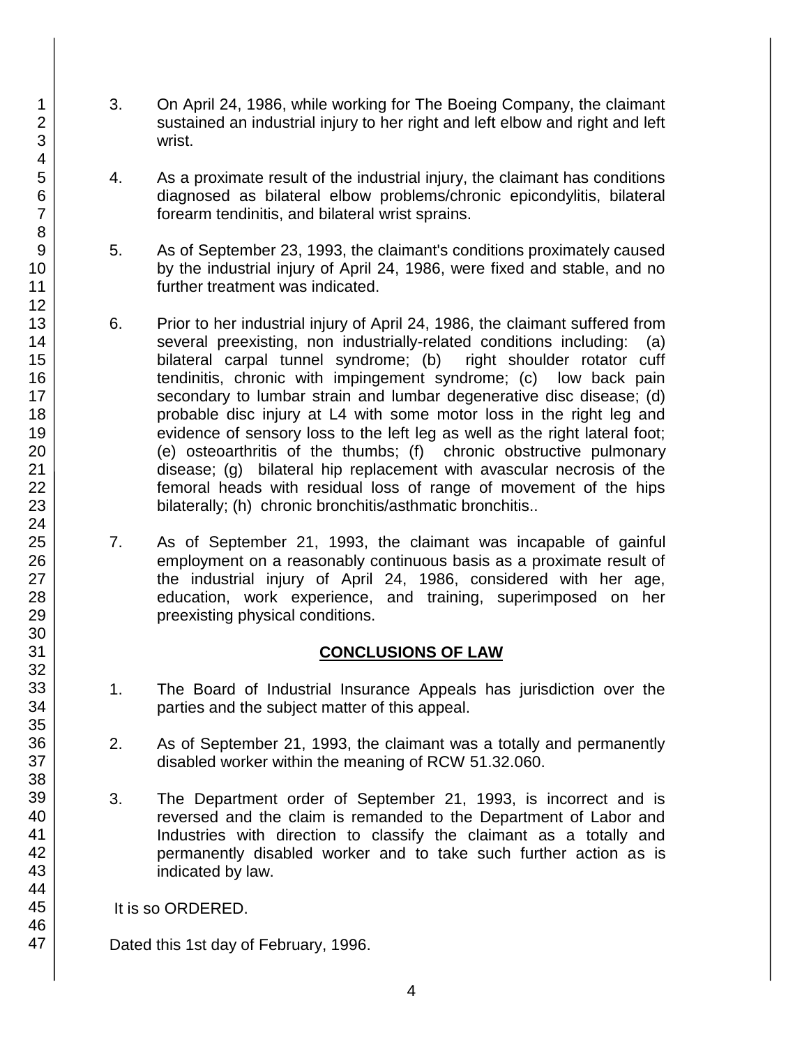3. On April 24, 1986, while working for The Boeing Company, the claimant sustained an industrial injury to her right and left elbow and right and left wrist.

4. As a proximate result of the industrial injury, the claimant has conditions diagnosed as bilateral elbow problems/chronic epicondylitis, bilateral forearm tendinitis, and bilateral wrist sprains.

5. As of September 23, 1993, the claimant's conditions proximately caused by the industrial injury of April 24, 1986, were fixed and stable, and no further treatment was indicated.

6. Prior to her industrial injury of April 24, 1986, the claimant suffered from several preexisting, non industrially-related conditions including: (a) bilateral carpal tunnel syndrome; (b) right shoulder rotator cuff tendinitis, chronic with impingement syndrome; (c) low back pain secondary to lumbar strain and lumbar degenerative disc disease; (d) probable disc injury at L4 with some motor loss in the right leg and evidence of sensory loss to the left leg as well as the right lateral foot; (e) osteoarthritis of the thumbs; (f) chronic obstructive pulmonary disease; (g) bilateral hip replacement with avascular necrosis of the femoral heads with residual loss of range of movement of the hips bilaterally; (h) chronic bronchitis/asthmatic bronchitis..

7. As of September 21, 1993, the claimant was incapable of gainful employment on a reasonably continuous basis as a proximate result of the industrial injury of April 24, 1986, considered with her age, education, work experience, and training, superimposed on her preexisting physical conditions.

## CONCLUSIONS OF LAW

1. The Board of Industrial Insurance Appeals has jurisdiction over the parties and the subject matter of this appeal.

2. As of September 21, 1993, the claimant was a totally and permanently disabled worker within the meaning of RCW 51.32.060.

3. The Department order of September 21, 1993, is incorrect and is reversed and the claim is remanded to the Department of Labor and Industries with direction to classify the claimant as a totally and permanently disabled worker and to take such further action as is indicated by law.

It is so ORDERED.

Dated this 1st day of February, 1996.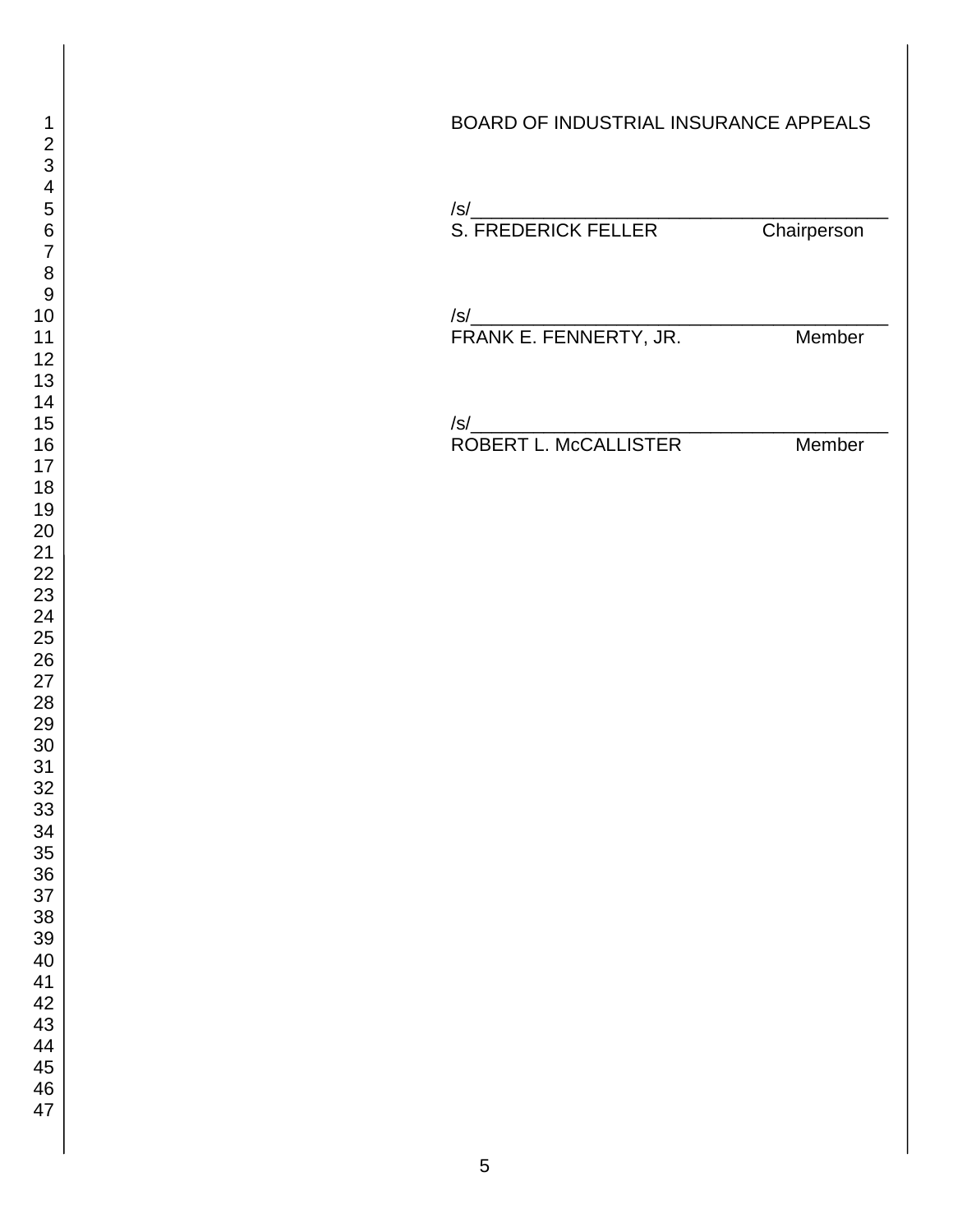BOARD OF INDUSTRIAL INSURANCE APPEALS

/s/_________________________________________

S. FREDERICK FELLER Chairperson

/s/_________________________________________

FRANK E. FENNERTY, JR. Member

/s/_________________________________________

ROBERT L. McCALLISTER Member